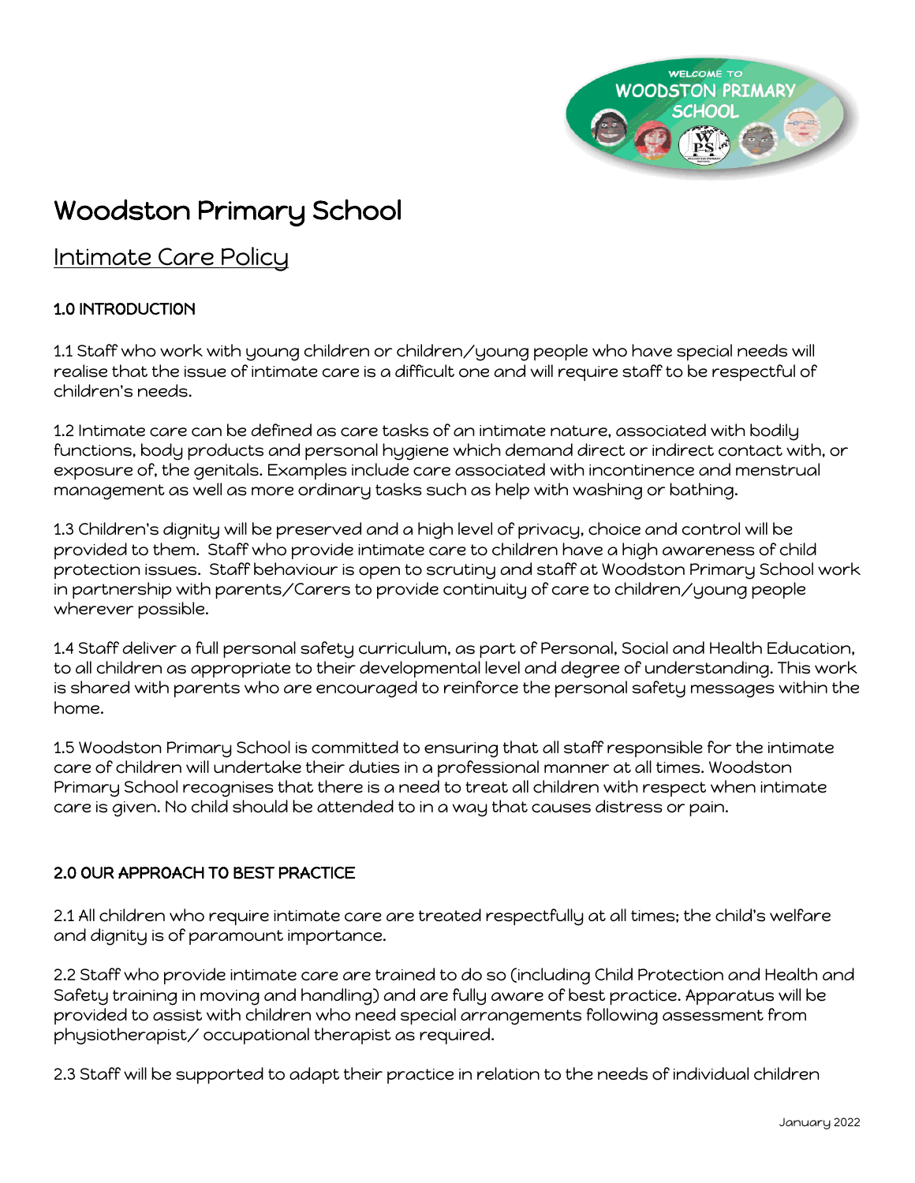# Woodston Primary School

## Intimate Care Policy

### 1.0 INTRODUCTION

1.1 Staff who work with young children or children/young people who have special needs will realise that the issue of intimate care is a difficult one and will require staff to be respectful of children's needs.

1.2 Intimate care can be defined as care tasks of an intimate nature, associated with bodily functions, body products and personal hygiene which demand direct or indirect contact with, or exposure of, the genitals. Examples include care associated with incontinence and menstrual management as well as more ordinary tasks such as help with washing or bathing.

1.3 Children's dignity will be preserved and a high level of privacy, choice and control will be provided to them. Staff who provide intimate care to children have a high awareness of child protection issues. Staff behaviour is open to scrutiny and staff at Woodston Primary School work in partnership with parents/Carers to provide continuity of care to children/young people wherever possible.

1.4 Staff deliver a full personal safety curriculum, as part of Personal, Social and Health Education, to all children as appropriate to their developmental level and degree of understanding. This work is shared with parents who are encouraged to reinforce the personal safety messages within the home.

1.5 Woodston Primary School is committed to ensuring that all staff responsible for the intimate care of children will undertake their duties in a professional manner at all times. Woodston Primary School recognises that there is a need to treat all children with respect when intimate care is given. No child should be attended to in a way that causes distress or pain.

### 2.0 OUR APPROACH TO BEST PRACTICE

2.1 All children who require intimate care are treated respectfully at all times; the child's welfare and dignity is of paramount importance.

2.2 Staff who provide intimate care are trained to do so (including Child Protection and Health and Safety training in moving and handling) and are fully aware of best practice. Apparatus will be provided to assist with children who need special arrangements following assessment from physiotherapist/ occupational therapist as required.

2.3 Staff will be supported to adapt their practice in relation to the needs of individual children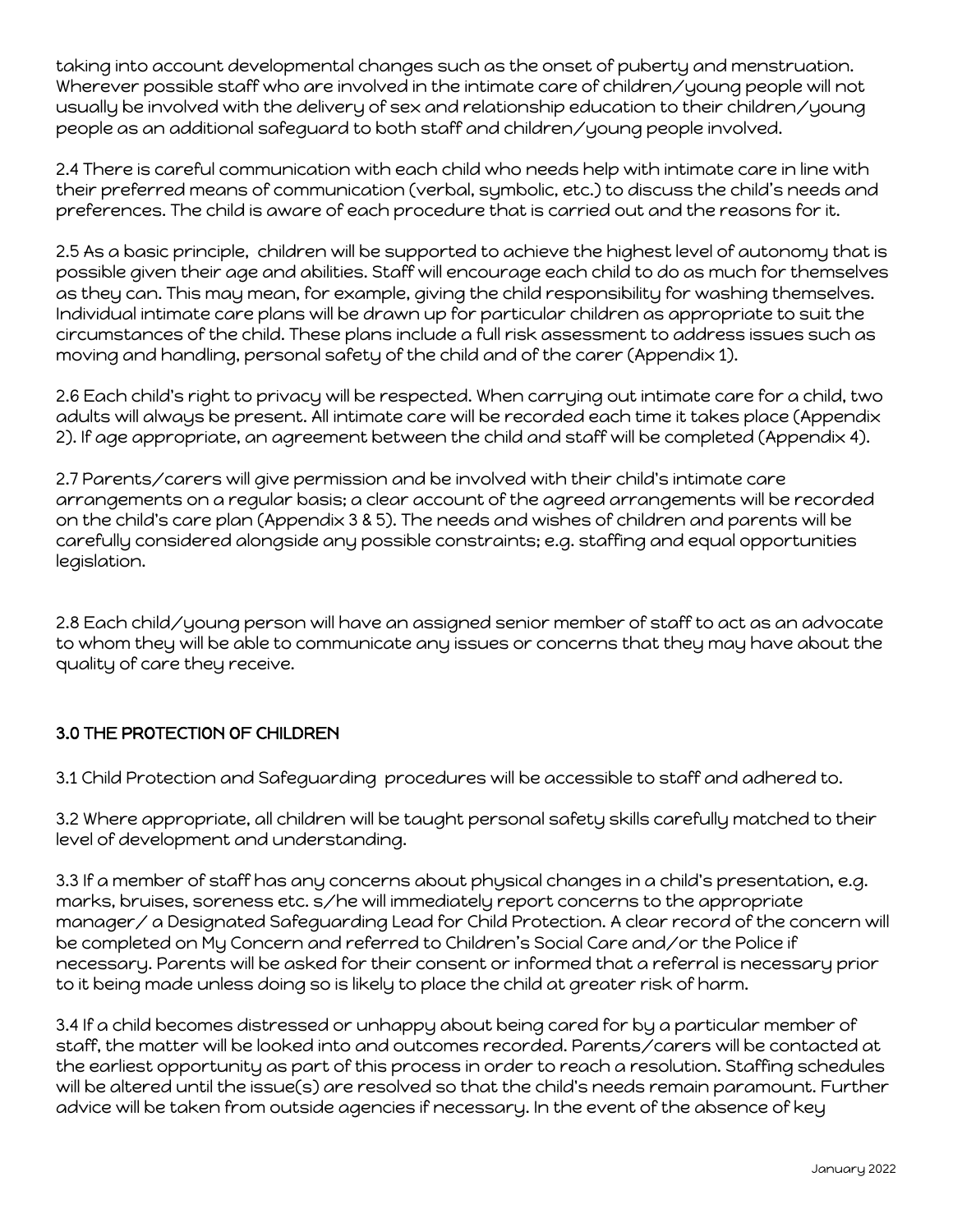taking into account developmental changes such as the onset of puberty and menstruation. Wherever possible staff who are involved in the intimate care of children/young people will not usually be involved with the delivery of sex and relationship education to their children/young people as an additional safeguard to both staff and children/young people involved.

2.4 There is careful communication with each child who needs help with intimate care in line with their preferred means of communication (verbal, symbolic, etc.) to discuss the child's needs and preferences. The child is aware of each procedure that is carried out and the reasons for it.

2.5 As a basic principle, children will be supported to achieve the highest level of autonomy that is possible given their age and abilities. Staff will encourage each child to do as much for themselves as they can. This may mean, for example, giving the child responsibility for washing themselves. Individual intimate care plans will be drawn up for particular children as appropriate to suit the circumstances of the child. These plans include a full risk assessment to address issues such as moving and handling, personal safety of the child and of the carer (Appendix 1).

2.6 Each child's right to privacy will be respected. When carrying out intimate care for a child, two adults will always be present. All intimate care will be recorded each time it takes place (Appendix 2). If age appropriate, an agreement between the child and staff will be completed (Appendix 4).

2.7 Parents/carers will give permission and be involved with their child's intimate care arrangements on a regular basis; a clear account of the agreed arrangements will be recorded on the child's care plan (Appendix 3 & 5). The needs and wishes of children and parents will be carefully considered alongside any possible constraints; e.g. staffing and equal opportunities legislation.

2.8 Each child/young person will have an assigned senior member of staff to act as an advocate to whom they will be able to communicate any issues or concerns that they may have about the quality of care they receive.

## 3.0 THE PROTECTION OF CHILDREN

3.1 Child Protection and Safeguarding procedures will be accessible to staff and adhered to.

3.2 Where appropriate, all children will be taught personal safety skills carefully matched to their level of development and understanding.

3.3 If a member of staff has any concerns about physical changes in a child's presentation, e.g. marks, bruises, soreness etc. s/he will immediately report concerns to the appropriate manager/ a Designated Safeguarding Lead for Child Protection. A clear record of the concern will be completed on My Concern and referred to Children's Social Care and/or the Police if necessary. Parents will be asked for their consent or informed that a referral is necessary prior to it being made unless doing so is likely to place the child at greater risk of harm.

3.4 If a child becomes distressed or unhappy about being cared for by a particular member of staff, the matter will be looked into and outcomes recorded. Parents/carers will be contacted at the earliest opportunity as part of this process in order to reach a resolution. Staffing schedules will be altered until the issue(s) are resolved so that the child's needs remain paramount. Further advice will be taken from outside agencies if necessary. In the event of the absence of key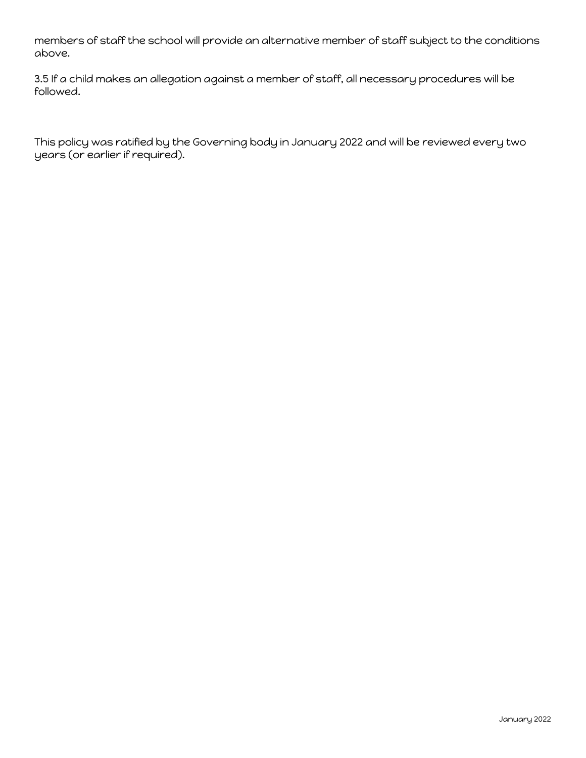members of staff the school will provide an alternative member of staff subject to the conditions above.

3.5 If a child makes an allegation against a member of staff, all necessary procedures will be followed.

This policy was ratified by the Governing body in January 2022 and will be reviewed every two years (or earlier if required).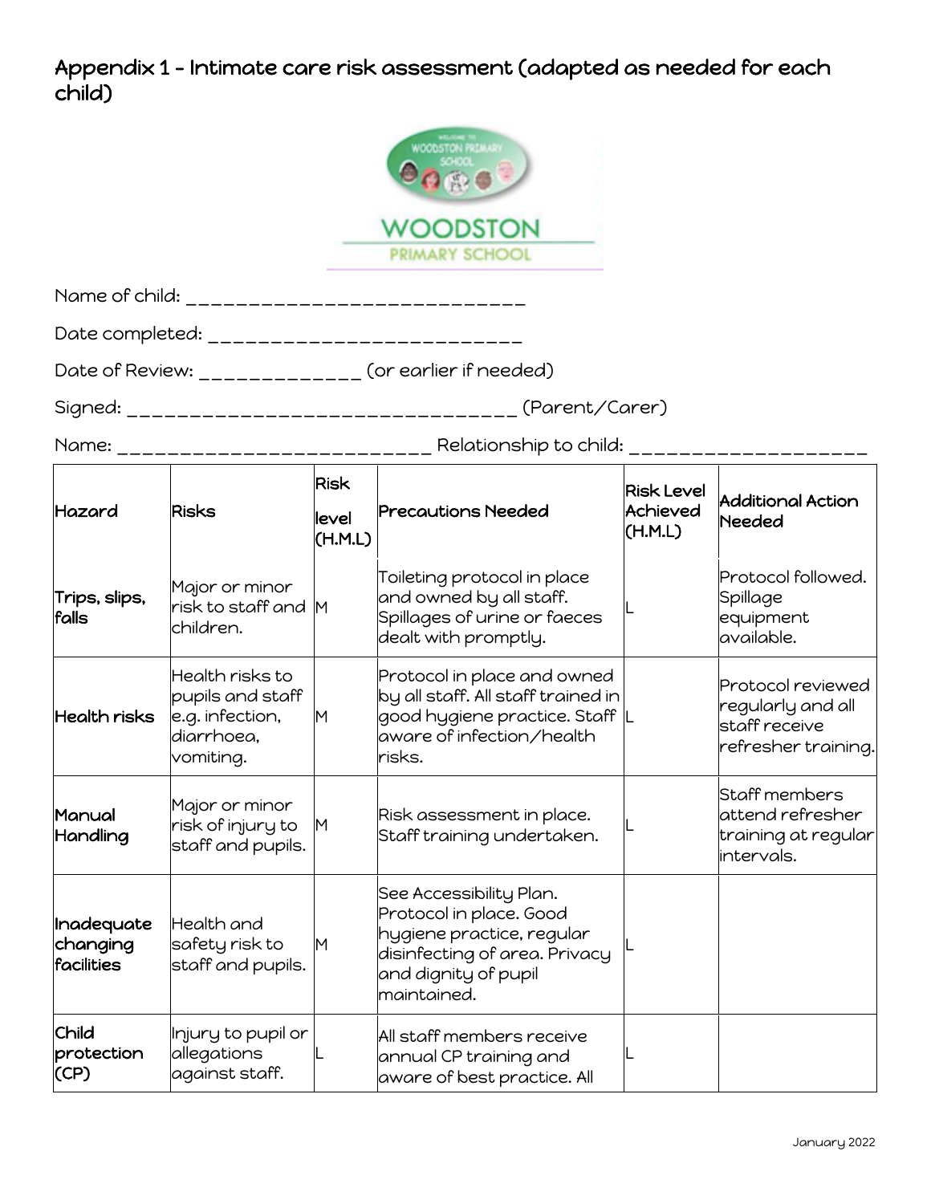## Appendix 1 - Intimate care risk assessment (adapted as needed for each child)

WOODSTON PRIMARY SCHOOL

Name of child: ____________________________

Date completed: __________________________

Date of Review: ______________ (or earlier if needed)

Signed: _________________________________ (Parent/Carer)

Name: __________________________ Relationship to child: ____________________

| Hazard | Risks | Risk level (H.M.L) | Precautions Needed | Risk Level Achieved (H.M.L) | Additional Action Needed |
|---|---|---|---|---|---|
| **Trips, slips, falls** | Major or minor risk to staff and children. | M | Toileting protocol in place and owned by all staff. Spillages of urine or faeces dealt with promptly. | L | Protocol followed. Spillage equipment available. |
| **Health risks** | Health risks to pupils and staff e.g. infection, diarrhoea, vomiting. | M | Protocol in place and owned by all staff. All staff trained in good hygiene practice. Staff aware of infection/health risks. | L | Protocol reviewed regularly and all staff receive refresher training. |
| **Manual Handling** | Major or minor risk of injury to staff and pupils. | M | Risk assessment in place. Staff training undertaken. | L | Staff members attend refresher training at regular intervals. |
| **Inadequate changing facilities** | Health and safety risk to staff and pupils. | M | See Accessibility Plan. Protocol in place. Good hygiene practice, regular disinfecting of area. Privacy and dignity of pupil maintained. | L | |
| **Child protection (CP)** | Injury to pupil or allegations against staff. | L | All staff members receive annual CP training and aware of best practice. All | L | |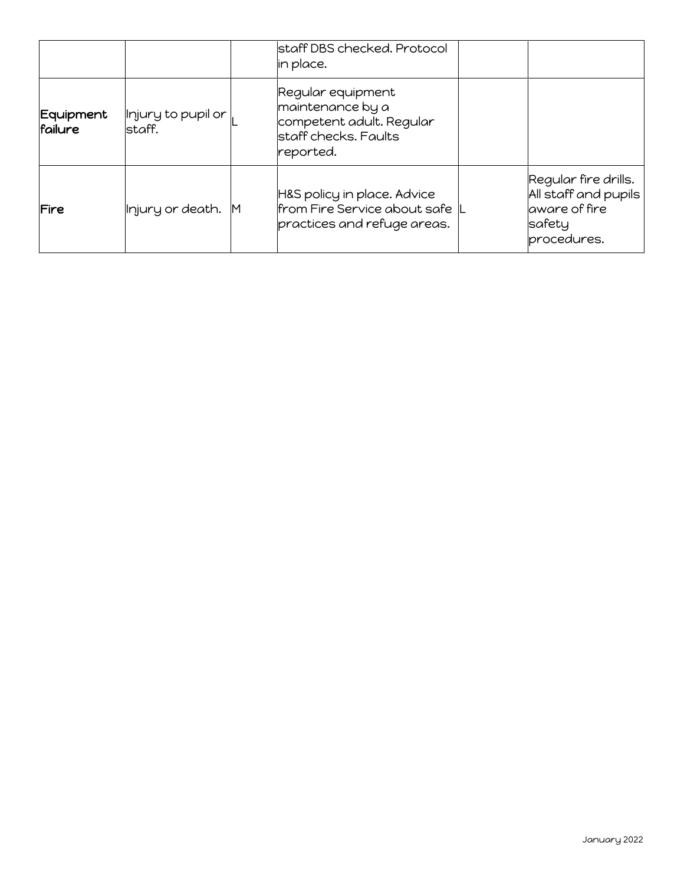| | | | | | |
|---|---|---|---|---|---|
| | | | staff DBS checked. Protocol in place. | | |
| **Equipment failure** | Injury to pupil or staff. | L | Regular equipment maintenance by a competent adult. Regular staff checks. Faults reported. | | |
| **Fire** | Injury or death. | M | H&S policy in place. Advice from Fire Service about safe practices and refuge areas. | L | Regular fire drills. All staff and pupils aware of fire safety procedures. |

January 2022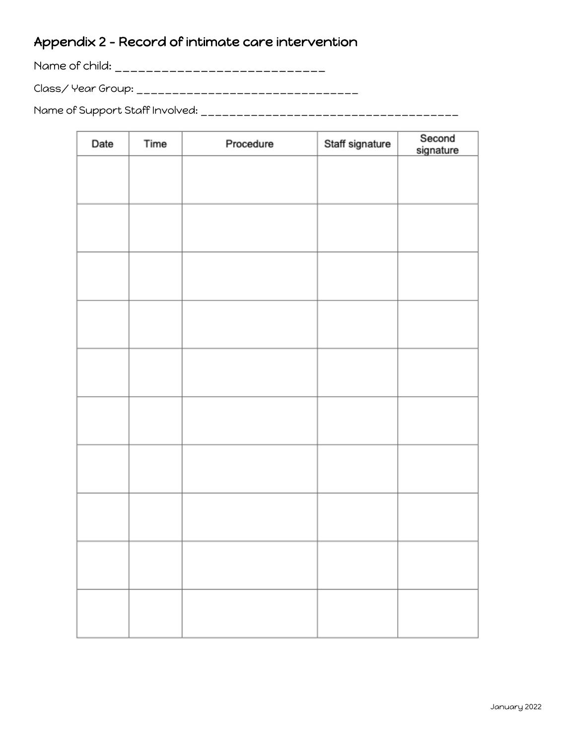## Appendix 2 - Record of intimate care intervention

Name of child: ____________________________

Class/ Year Group: _______________________________

Name of Support Staff Involved: ___________________________________

| Date | Time | Procedure | Staff signature | Second signature |
|---|---|---|---|---|
| | | | | |
| | | | | |
| | | | | |
| | | | | |
| | | | | |
| | | | | |
| | | | | |
| | | | | |
| | | | | |
| | | | | |

January 2022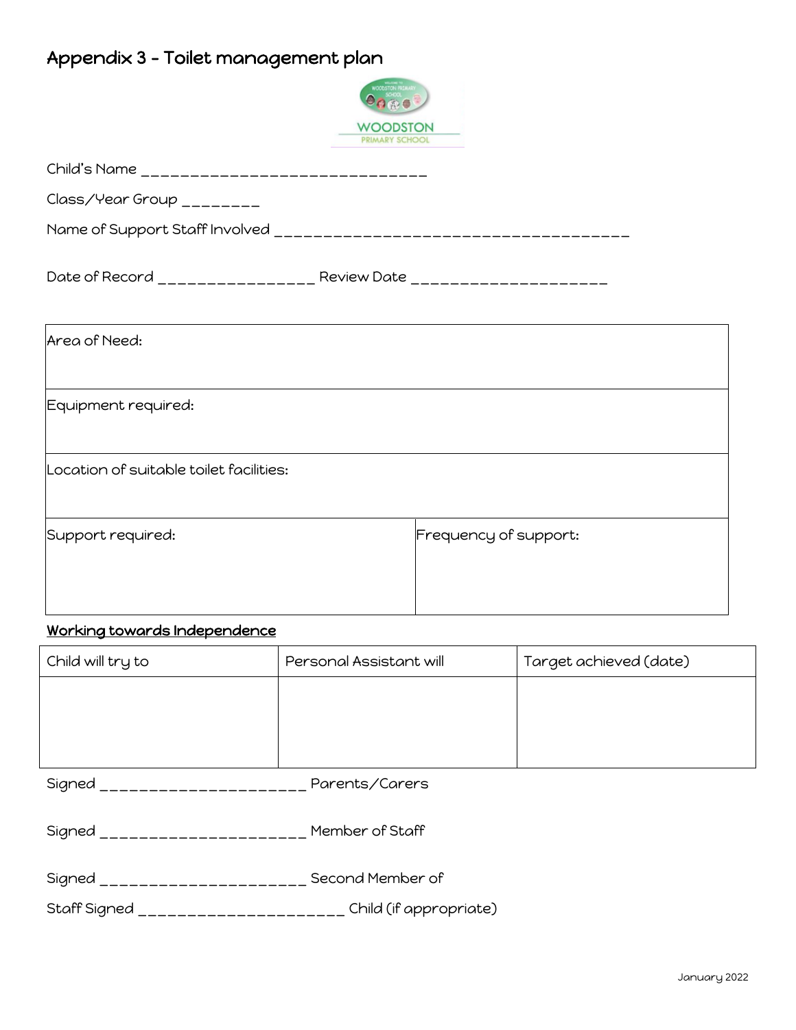# Appendix 3 - Toilet management plan

Child's Name ______________________________

Class/Year Group ________

Name of Support Staff Involved _____________________________________

Date of Record ________________ Review Date ____________________

| Area of Need: | |
|---|---|
| Equipment required: | |
| Location of suitable toilet facilities: | |
| Support required: | Frequency of support: |

**Working towards Independence**

| Child will try to | Personal Assistant will | Target achieved (date) |
|---|---|---|
| | | |

Signed _____________________ Parents/Carers

Signed _____________________ Member of Staff

Signed _____________________ Second Member of Staff

Signed _____________________ Child (if appropriate)

January 2022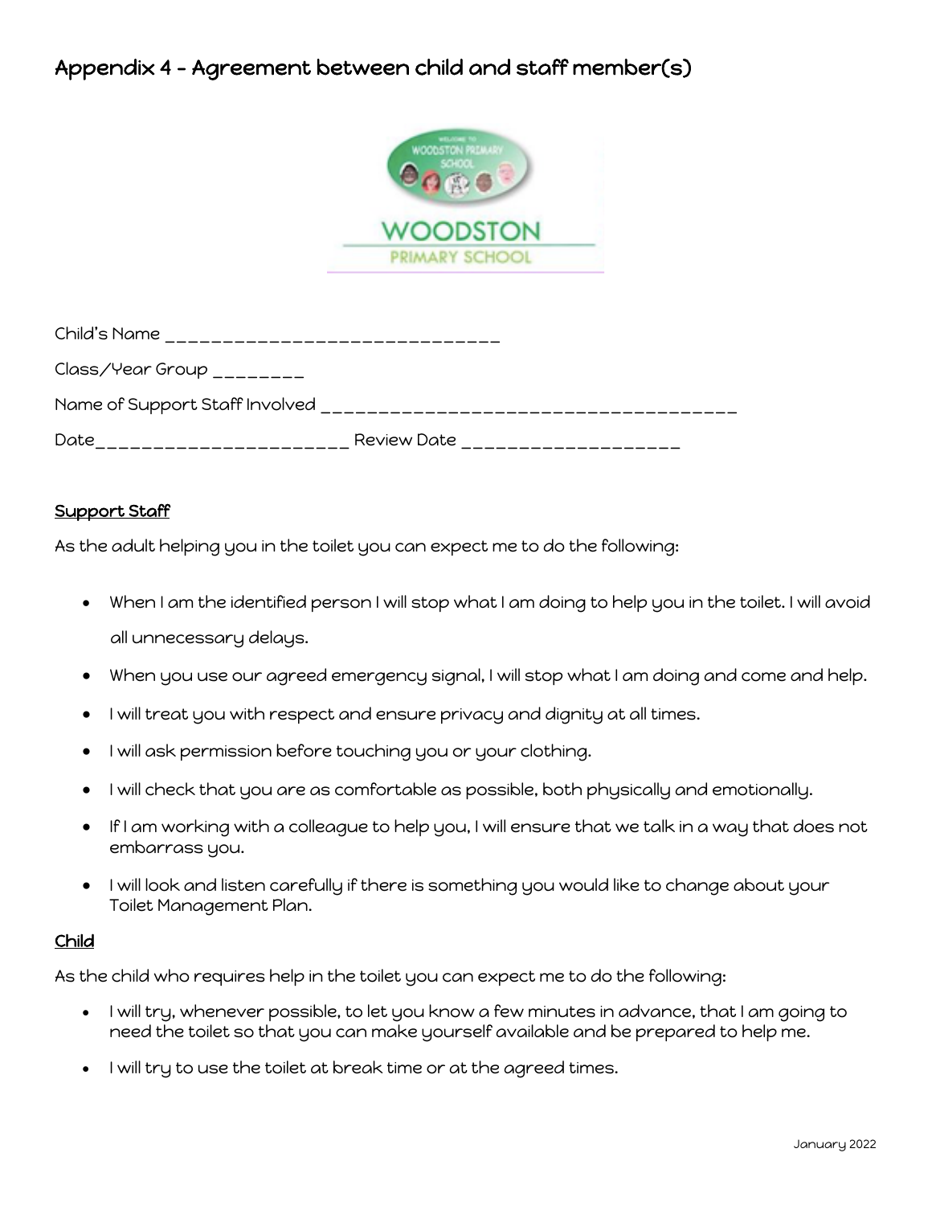# Appendix 4 - Agreement between child and staff member(s)

Child's Name ______________________________

Class/Year Group ________

Name of Support Staff Involved ______________________________________

Date______________________ Review Date ___________________

**Support Staff**

As the adult helping you in the toilet you can expect me to do the following:

- When I am the identified person I will stop what I am doing to help you in the toilet. I will avoid all unnecessary delays.
- When you use our agreed emergency signal, I will stop what I am doing and come and help.
- I will treat you with respect and ensure privacy and dignity at all times.
- I will ask permission before touching you or your clothing.
- I will check that you are as comfortable as possible, both physically and emotionally.
- If I am working with a colleague to help you, I will ensure that we talk in a way that does not embarrass you.
- I will look and listen carefully if there is something you would like to change about your Toilet Management Plan.

**Child**

As the child who requires help in the toilet you can expect me to do the following:

- I will try, whenever possible, to let you know a few minutes in advance, that I am going to need the toilet so that you can make yourself available and be prepared to help me.
- I will try to use the toilet at break time or at the agreed times.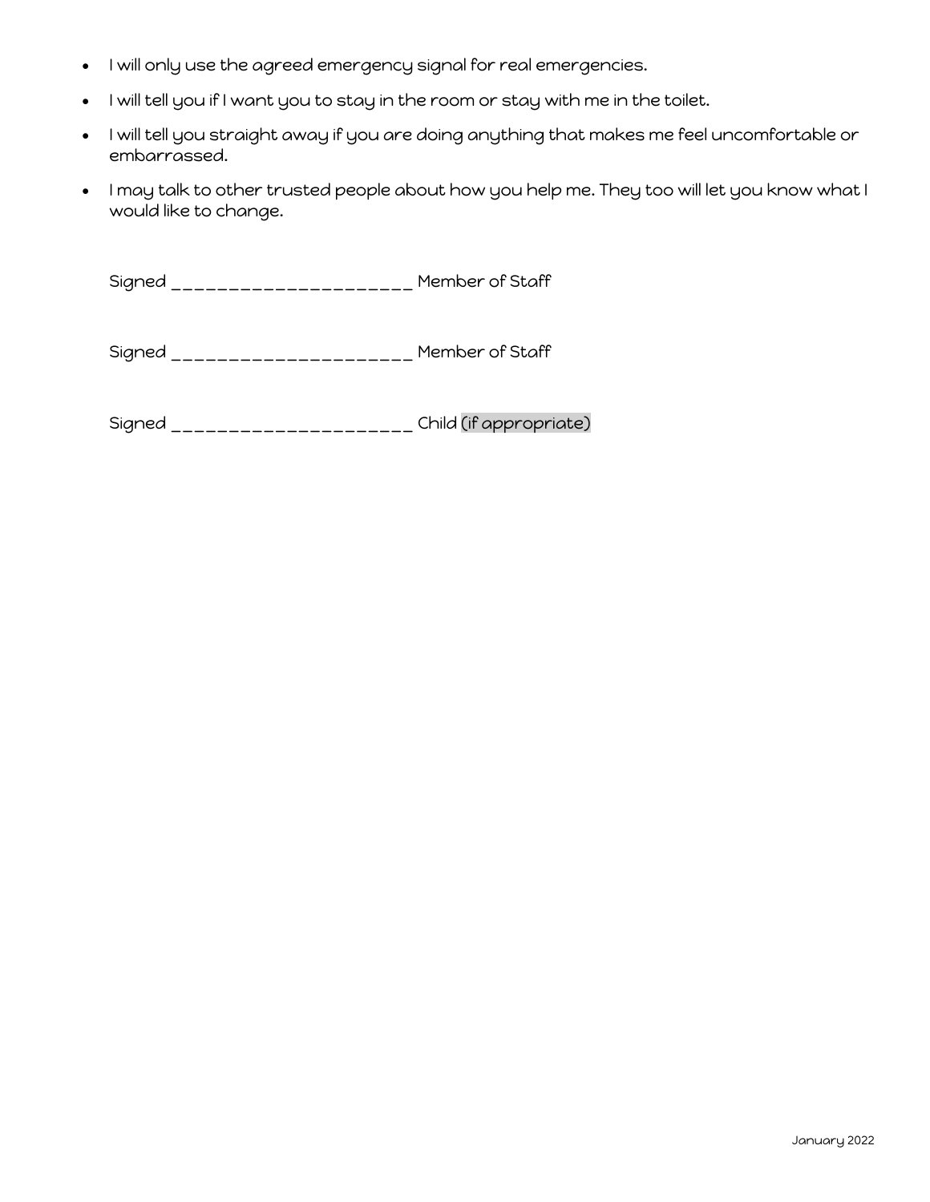- I will only use the agreed emergency signal for real emergencies.
- I will tell you if I want you to stay in the room or stay with me in the toilet.
- I will tell you straight away if you are doing anything that makes me feel uncomfortable or embarrassed.
- I may talk to other trusted people about how you help me. They too will let you know what I would like to change.

Signed _____________________ Member of Staff

Signed _____________________ Member of Staff

Signed _____________________ Child (if appropriate)

January 2022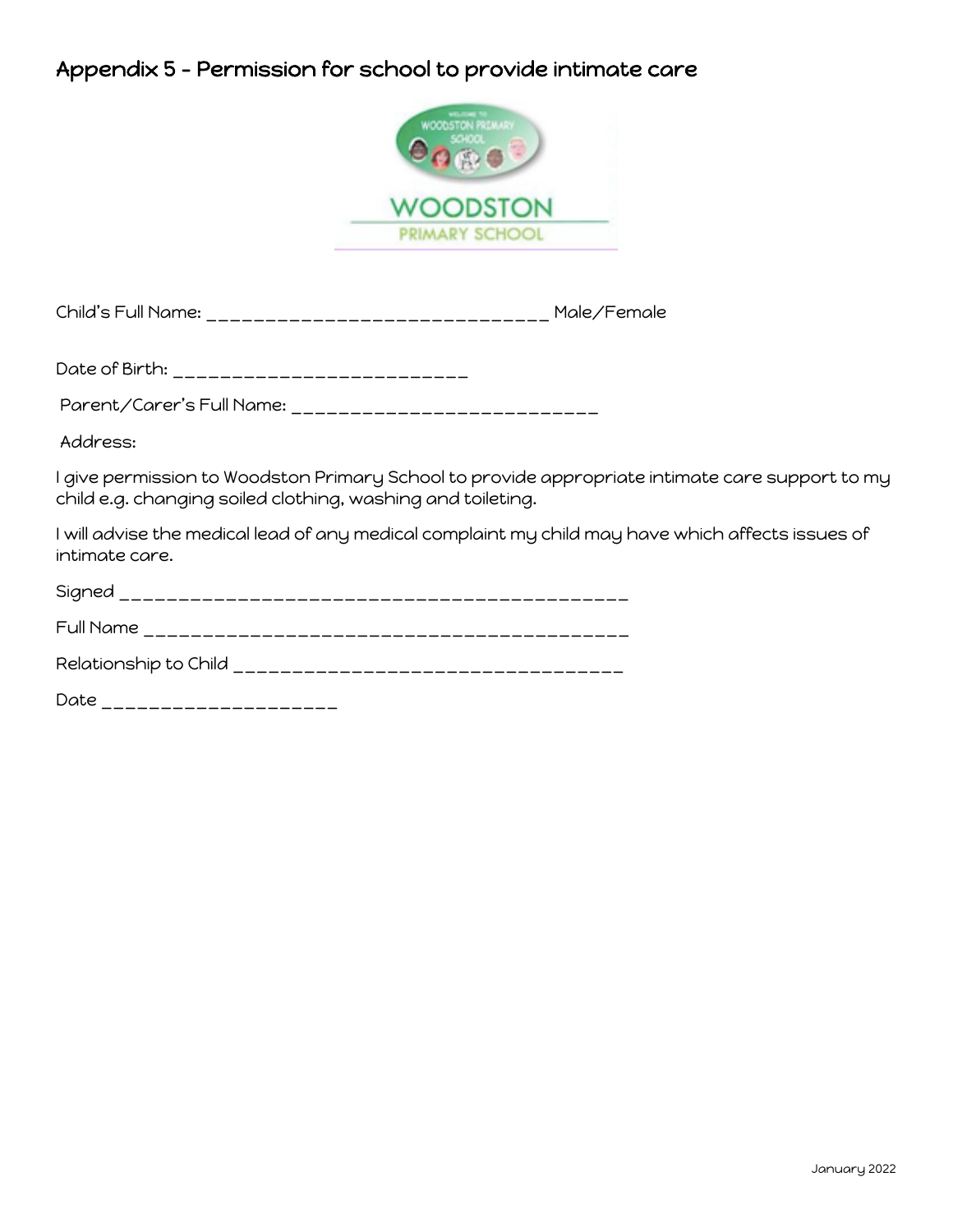## Appendix 5 - Permission for school to provide intimate care

Child's Full Name: ______________________________ Male/Female

Date of Birth: __________________________

Parent/Carer's Full Name: ___________________________

Address:

I give permission to Woodston Primary School to provide appropriate intimate care support to my child e.g. changing soiled clothing, washing and toileting.

I will advise the medical lead of any medical complaint my child may have which affects issues of intimate care.

Signed ____________________________________________

Full Name __________________________________________

Relationship to Child __________________________________

Date ____________________

January 2022